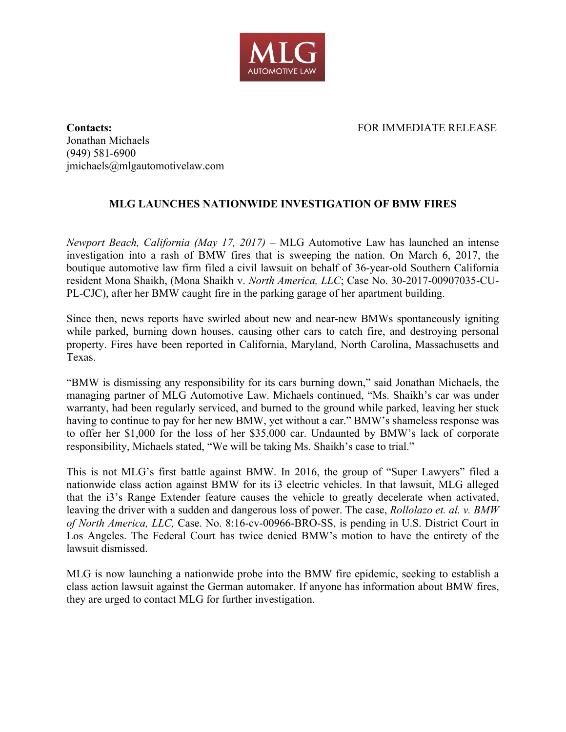MLG AUTOMOTIVE LAW

**Contacts:**
Jonathan Michaels
(949) 581-6900
jmichaels@mlgautomotivelaw.com

FOR IMMEDIATE RELEASE

**MLG LAUNCHES NATIONWIDE INVESTIGATION OF BMW FIRES**

*Newport Beach, California (May 17, 2017)* – MLG Automotive Law has launched an intense investigation into a rash of BMW fires that is sweeping the nation. On March 6, 2017, the boutique automotive law firm filed a civil lawsuit on behalf of 36-year-old Southern California resident Mona Shaikh, (Mona Shaikh v. *North America, LLC*; Case No. 30-2017-00907035-CU-PL-CJC), after her BMW caught fire in the parking garage of her apartment building.

Since then, news reports have swirled about new and near-new BMWs spontaneously igniting while parked, burning down houses, causing other cars to catch fire, and destroying personal property. Fires have been reported in California, Maryland, North Carolina, Massachusetts and Texas.

"BMW is dismissing any responsibility for its cars burning down," said Jonathan Michaels, the managing partner of MLG Automotive Law. Michaels continued, "Ms. Shaikh's car was under warranty, had been regularly serviced, and burned to the ground while parked, leaving her stuck having to continue to pay for her new BMW, yet without a car." BMW's shameless response was to offer her $1,000 for the loss of her $35,000 car. Undaunted by BMW's lack of corporate responsibility, Michaels stated, "We will be taking Ms. Shaikh's case to trial."

This is not MLG's first battle against BMW. In 2016, the group of "Super Lawyers" filed a nationwide class action against BMW for its i3 electric vehicles. In that lawsuit, MLG alleged that the i3's Range Extender feature causes the vehicle to greatly decelerate when activated, leaving the driver with a sudden and dangerous loss of power. The case, *Rollolazo et. al. v. BMW of North America, LLC,* Case. No. 8:16-cv-00966-BRO-SS, is pending in U.S. District Court in Los Angeles. The Federal Court has twice denied BMW's motion to have the entirety of the lawsuit dismissed.

MLG is now launching a nationwide probe into the BMW fire epidemic, seeking to establish a class action lawsuit against the German automaker. If anyone has information about BMW fires, they are urged to contact MLG for further investigation.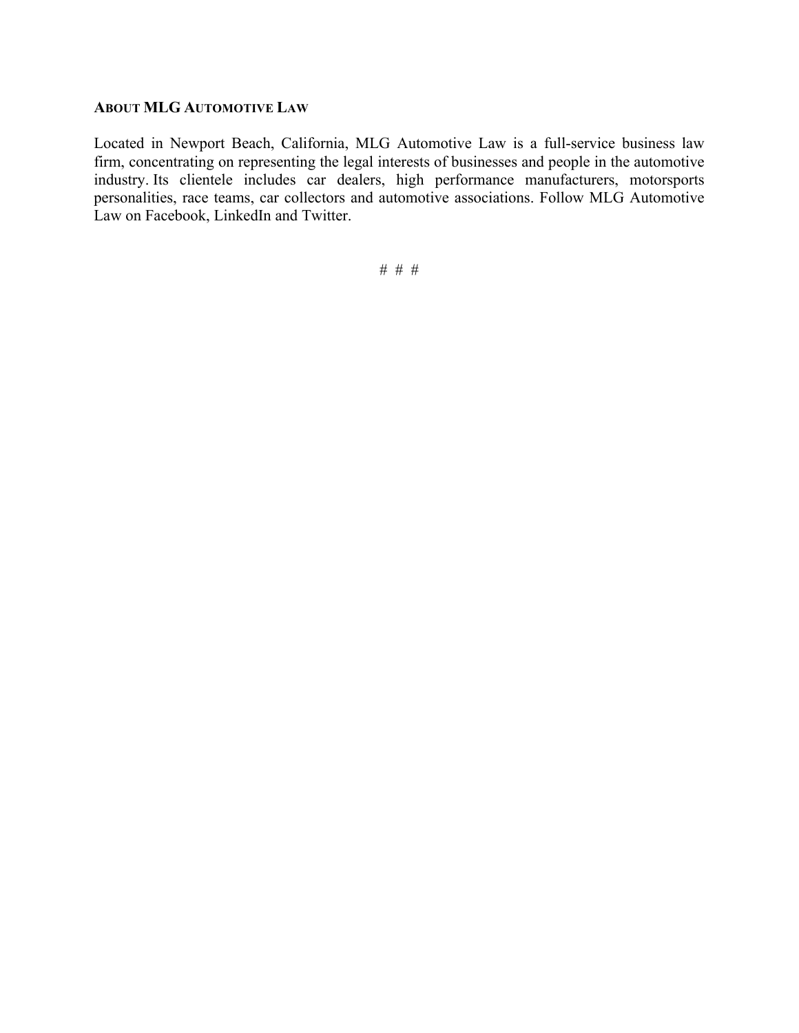**ABOUT MLG AUTOMOTIVE LAW**

Located in Newport Beach, California, MLG Automotive Law is a full-service business law firm, concentrating on representing the legal interests of businesses and people in the automotive industry. Its clientele includes car dealers, high performance manufacturers, motorsports personalities, race teams, car collectors and automotive associations. Follow MLG Automotive Law on Facebook, LinkedIn and Twitter.

# # #